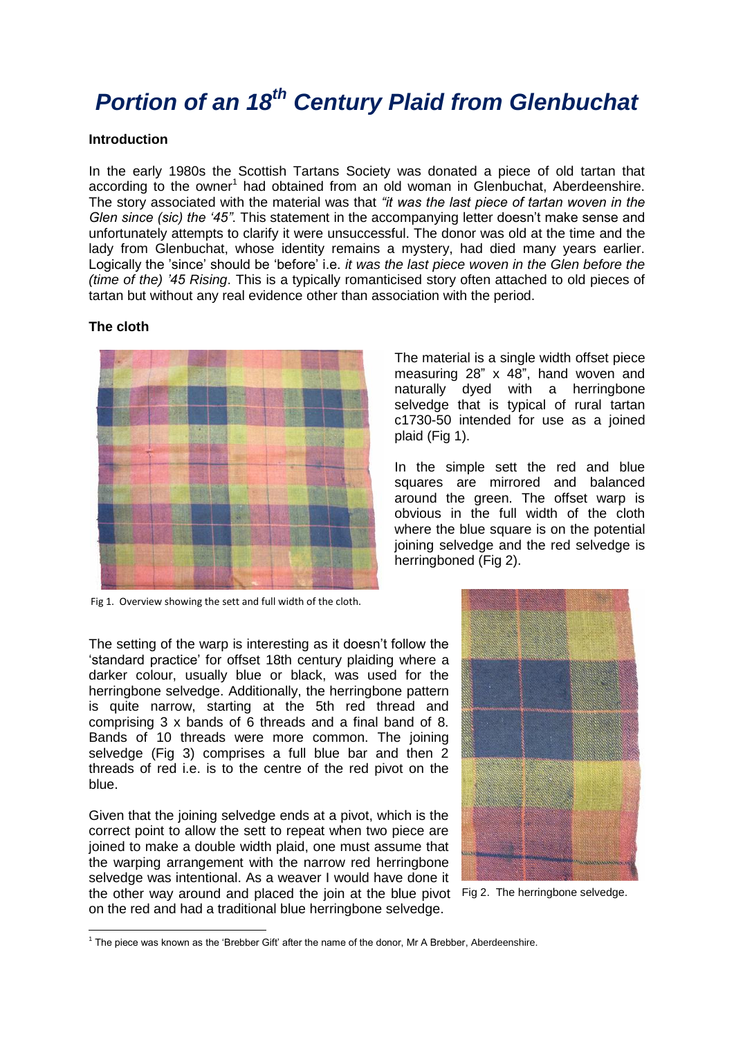# *Portion of an 18th Century Plaid from Glenbuchat*

**Introduction**

In the early 1980s the Scottish Tartans Society was donated a piece of old tartan that according to the owner[1] had obtained from an old woman in Glenbuchat, Aberdeenshire. The story associated with the material was that *"it was the last piece of tartan woven in the Glen since (sic) the '45"*. This statement in the accompanying letter doesn't make sense and unfortunately attempts to clarify it were unsuccessful. The donor was old at the time and the lady from Glenbuchat, whose identity remains a mystery, had died many years earlier. Logically the 'since' should be 'before' i.e. *it was the last piece woven in the Glen before the (time of the) '45 Rising*. This is a typically romanticised story often attached to old pieces of tartan but without any real evidence other than association with the period.

**The cloth**

The material is a single width offset piece measuring 28" x 48", hand woven and naturally dyed with a herringbone selvedge that is typical of rural tartan c1730-50 intended for use as a joined plaid (Fig 1).

In the simple sett the red and blue squares are mirrored and balanced around the green. The offset warp is obvious in the full width of the cloth where the blue square is on the potential joining selvedge and the red selvedge is herringboned (Fig 2).

Fig 1. Overview showing the sett and full width of the cloth.

The setting of the warp is interesting as it doesn't follow the 'standard practice' for offset 18th century plaiding where a darker colour, usually blue or black, was used for the herringbone selvedge. Additionally, the herringbone pattern is quite narrow, starting at the 5th red thread and comprising 3 x bands of 6 threads and a final band of 8. Bands of 10 threads were more common. The joining selvedge (Fig 3) comprises a full blue bar and then 2 threads of red i.e. is to the centre of the red pivot on the blue.

Given that the joining selvedge ends at a pivot, which is the correct point to allow the sett to repeat when two piece are joined to make a double width plaid, one must assume that the warping arrangement with the narrow red herringbone selvedge was intentional. As a weaver I would have done it the other way around and placed the join at the blue pivot on the red and had a traditional blue herringbone selvedge.

Fig 2. The herringbone selvedge.

[1] The piece was known as the 'Brebber Gift' after the name of the donor, Mr A Brebber, Aberdeenshire.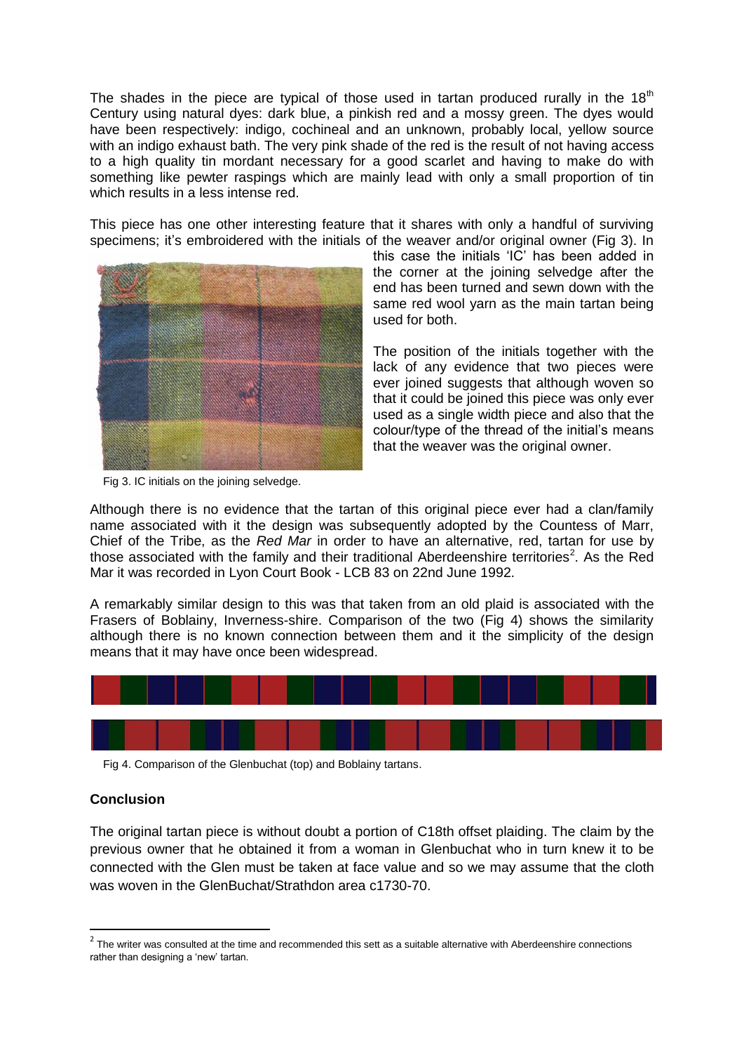The shades in the piece are typical of those used in tartan produced rurally in the 18th Century using natural dyes: dark blue, a pinkish red and a mossy green. The dyes would have been respectively: indigo, cochineal and an unknown, probably local, yellow source with an indigo exhaust bath. The very pink shade of the red is the result of not having access to a high quality tin mordant necessary for a good scarlet and having to make do with something like pewter raspings which are mainly lead with only a small proportion of tin which results in a less intense red.

This piece has one other interesting feature that it shares with only a handful of surviving specimens; it's embroidered with the initials of the weaver and/or original owner (Fig 3). In this case the initials 'IC' has been added in the corner at the joining selvedge after the end has been turned and sewn down with the same red wool yarn as the main tartan being used for both.

Fig 3. IC initials on the joining selvedge.

The position of the initials together with the lack of any evidence that two pieces were ever joined suggests that although woven so that it could be joined this piece was only ever used as a single width piece and also that the colour/type of the thread of the initial's means that the weaver was the original owner.

Although there is no evidence that the tartan of this original piece ever had a clan/family name associated with it the design was subsequently adopted by the Countess of Marr, Chief of the Tribe, as the *Red Mar* in order to have an alternative, red, tartan for use by those associated with the family and their traditional Aberdeenshire territories[2]. As the Red Mar it was recorded in Lyon Court Book - LCB 83 on 22nd June 1992.

A remarkably similar design to this was that taken from an old plaid is associated with the Frasers of Boblainy, Inverness-shire. Comparison of the two (Fig 4) shows the similarity although there is no known connection between them and it the simplicity of the design means that it may have once been widespread.

Fig 4. Comparison of the Glenbuchat (top) and Boblainy tartans.

**Conclusion**

The original tartan piece is without doubt a portion of C18th offset plaiding. The claim by the previous owner that he obtained it from a woman in Glenbuchat who in turn knew it to be connected with the Glen must be taken at face value and so we may assume that the cloth was woven in the GlenBuchat/Strathdon area c1730-70.

[2] The writer was consulted at the time and recommended this sett as a suitable alternative with Aberdeenshire connections rather than designing a 'new' tartan.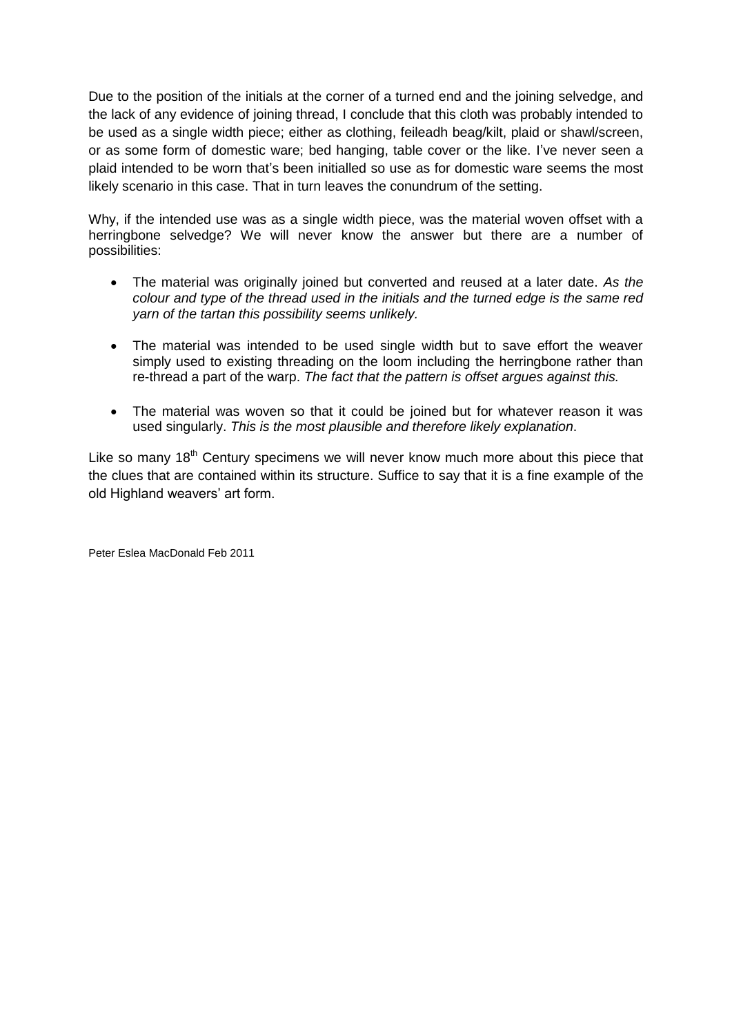Due to the position of the initials at the corner of a turned end and the joining selvedge, and the lack of any evidence of joining thread, I conclude that this cloth was probably intended to be used as a single width piece; either as clothing, feileadh beag/kilt, plaid or shawl/screen, or as some form of domestic ware; bed hanging, table cover or the like. I've never seen a plaid intended to be worn that's been initialled so use as for domestic ware seems the most likely scenario in this case. That in turn leaves the conundrum of the setting.

Why, if the intended use was as a single width piece, was the material woven offset with a herringbone selvedge? We will never know the answer but there are a number of possibilities:

- The material was originally joined but converted and reused at a later date. *As the colour and type of the thread used in the initials and the turned edge is the same red yarn of the tartan this possibility seems unlikely.*
- The material was intended to be used single width but to save effort the weaver simply used to existing threading on the loom including the herringbone rather than re-thread a part of the warp. *The fact that the pattern is offset argues against this.*
- The material was woven so that it could be joined but for whatever reason it was used singularly. *This is the most plausible and therefore likely explanation*.

Like so many 18th Century specimens we will never know much more about this piece that the clues that are contained within its structure. Suffice to say that it is a fine example of the old Highland weavers' art form.

Peter Eslea MacDonald Feb 2011